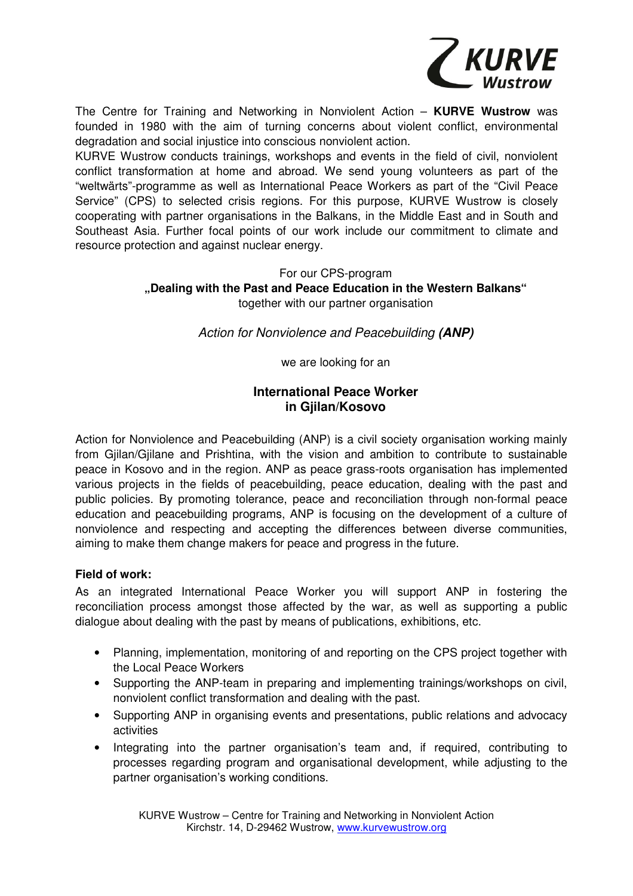The Centre for Training and Networking in Nonviolent Action – **KURVE Wustrow** was founded in 1980 with the aim of turning concerns about violent conflict, environmental degradation and social injustice into conscious nonviolent action.
KURVE Wustrow conducts trainings, workshops and events in the field of civil, nonviolent conflict transformation at home and abroad. We send young volunteers as part of the "weltwärts"-programme as well as International Peace Workers as part of the "Civil Peace Service" (CPS) to selected crisis regions. For this purpose, KURVE Wustrow is closely cooperating with partner organisations in the Balkans, in the Middle East and in South and Southeast Asia. Further focal points of our work include our commitment to climate and resource protection and against nuclear energy.

For our CPS-program
**„Dealing with the Past and Peace Education in the Western Balkans"**
together with our partner organisation

*Action for Nonviolence and Peacebuilding **(ANP)***

we are looking for an

## International Peace Worker in Gjilan/Kosovo

Action for Nonviolence and Peacebuilding (ANP) is a civil society organisation working mainly from Gjilan/Gjilane and Prishtina, with the vision and ambition to contribute to sustainable peace in Kosovo and in the region. ANP as peace grass-roots organisation has implemented various projects in the fields of peacebuilding, peace education, dealing with the past and public policies. By promoting tolerance, peace and reconciliation through non-formal peace education and peacebuilding programs, ANP is focusing on the development of a culture of nonviolence and respecting and accepting the differences between diverse communities, aiming to make them change makers for peace and progress in the future.

**Field of work:**

As an integrated International Peace Worker you will support ANP in fostering the reconciliation process amongst those affected by the war, as well as supporting a public dialogue about dealing with the past by means of publications, exhibitions, etc.

- Planning, implementation, monitoring of and reporting on the CPS project together with the Local Peace Workers
- Supporting the ANP-team in preparing and implementing trainings/workshops on civil, nonviolent conflict transformation and dealing with the past.
- Supporting ANP in organising events and presentations, public relations and advocacy activities
- Integrating into the partner organisation's team and, if required, contributing to processes regarding program and organisational development, while adjusting to the partner organisation's working conditions.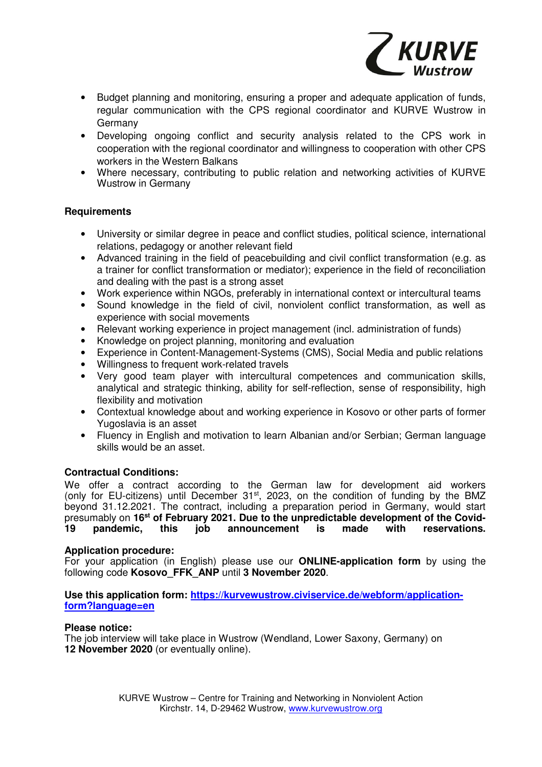- Budget planning and monitoring, ensuring a proper and adequate application of funds, regular communication with the CPS regional coordinator and KURVE Wustrow in Germany
- Developing ongoing conflict and security analysis related to the CPS work in cooperation with the regional coordinator and willingness to cooperation with other CPS workers in the Western Balkans
- Where necessary, contributing to public relation and networking activities of KURVE Wustrow in Germany

**Requirements**

- University or similar degree in peace and conflict studies, political science, international relations, pedagogy or another relevant field
- Advanced training in the field of peacebuilding and civil conflict transformation (e.g. as a trainer for conflict transformation or mediator); experience in the field of reconciliation and dealing with the past is a strong asset
- Work experience within NGOs, preferably in international context or intercultural teams
- Sound knowledge in the field of civil, nonviolent conflict transformation, as well as experience with social movements
- Relevant working experience in project management (incl. administration of funds)
- Knowledge on project planning, monitoring and evaluation
- Experience in Content-Management-Systems (CMS), Social Media and public relations
- Willingness to frequent work-related travels
- Very good team player with intercultural competences and communication skills, analytical and strategic thinking, ability for self-reflection, sense of responsibility, high flexibility and motivation
- Contextual knowledge about and working experience in Kosovo or other parts of former Yugoslavia is an asset
- Fluency in English and motivation to learn Albanian and/or Serbian; German language skills would be an asset.

**Contractual Conditions:**

We offer a contract according to the German law for development aid workers (only for EU-citizens) until December 31st, 2023, on the condition of funding by the BMZ beyond 31.12.2021. The contract, including a preparation period in Germany, would start presumably on **16st of February 2021. Due to the unpredictable development of the Covid-19 pandemic, this job announcement is made with reservations.**

**Application procedure:**

For your application (in English) please use our **ONLINE-application form** by using the following code **Kosovo_FFK_ANP** until **3 November 2020**.

**Use this application form: [https://kurvewustrow.civiservice.de/webform/application-form?language=en](https://kurvewustrow.civiservice.de/webform/application-form?language=en)**

**Please notice:**

The job interview will take place in Wustrow (Wendland, Lower Saxony, Germany) on **12 November 2020** (or eventually online).

KURVE Wustrow – Centre for Training and Networking in Nonviolent Action
Kirchstr. 14, D-29462 Wustrow, [www.kurvewustrow.org](www.kurvewustrow.org)